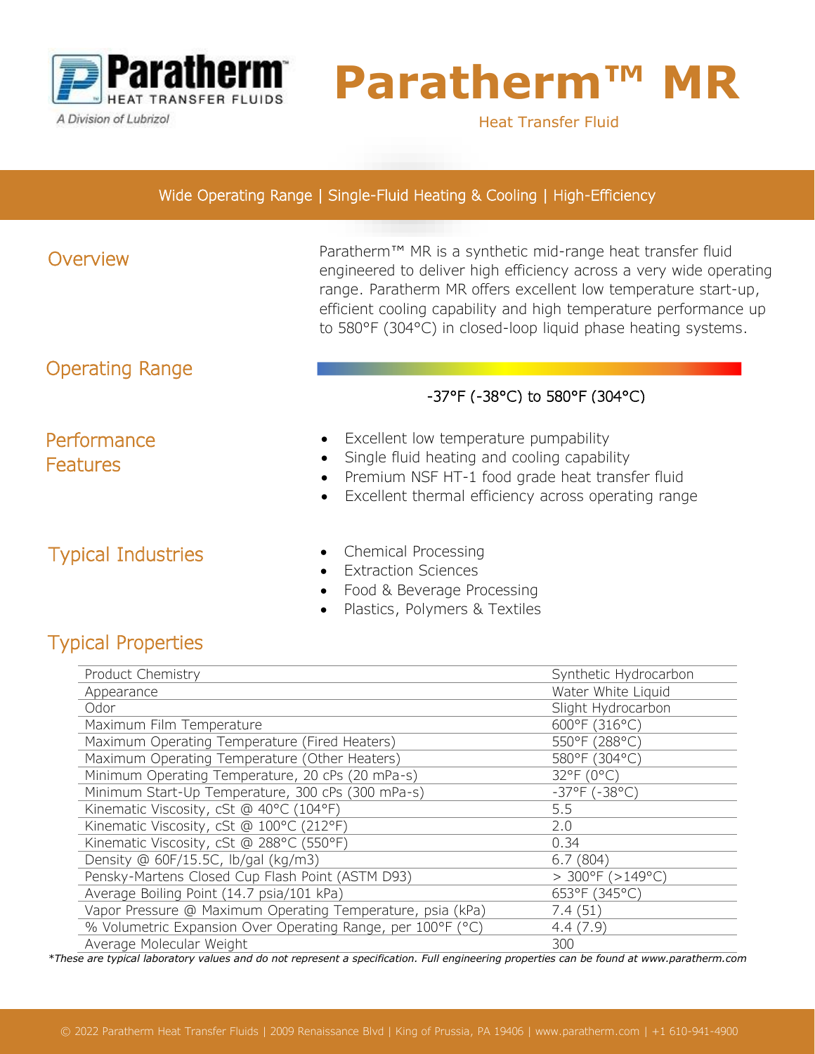# Paratherm™ MR

Heat Transfer Fluid

Paratherm HEAT TRANSFER FLUIDS

A Division of Lubrizol

**Wide Operating Range | Single-Fluid Heating & Cooling | High-Efficiency**

## Overview

Paratherm™ MR is a synthetic mid-range heat transfer fluid engineered to deliver high efficiency across a very wide operating range. Paratherm MR offers excellent low temperature start-up, efficient cooling capability and high temperature performance up to 580°F (304°C) in closed-loop liquid phase heating systems.

## Operating Range

-37°F (-38°C) to 580°F (304°C)

## Performance Features

- Excellent low temperature pumpability
- Single fluid heating and cooling capability
- Premium NSF HT-1 food grade heat transfer fluid
- Excellent thermal efficiency across operating range

## Typical Industries

- Chemical Processing
- Extraction Sciences
- Food & Beverage Processing
- Plastics, Polymers & Textiles

## Typical Properties

| Property | Value |
|---|---|
| Product Chemistry | Synthetic Hydrocarbon |
| Appearance | Water White Liquid |
| Odor | Slight Hydrocarbon |
| Maximum Film Temperature | 600°F (316°C) |
| Maximum Operating Temperature (Fired Heaters) | 550°F (288°C) |
| Maximum Operating Temperature (Other Heaters) | 580°F (304°C) |
| Minimum Operating Temperature, 20 cPs (20 mPa-s) | 32°F (0°C) |
| Minimum Start-Up Temperature, 300 cPs (300 mPa-s) | -37°F (-38°C) |
| Kinematic Viscosity, cSt @ 40°C (104°F) | 5.5 |
| Kinematic Viscosity, cSt @ 100°C (212°F) | 2.0 |
| Kinematic Viscosity, cSt @ 288°C (550°F) | 0.34 |
| Density @ 60F/15.5C, lb/gal (kg/m3) | 6.7 (804) |
| Pensky-Martens Closed Cup Flash Point (ASTM D93) | > 300°F (>149°C) |
| Average Boiling Point (14.7 psia/101 kPa) | 653°F (345°C) |
| Vapor Pressure @ Maximum Operating Temperature, psia (kPa) | 7.4 (51) |
| % Volumetric Expansion Over Operating Range, per 100°F (°C) | 4.4 (7.9) |
| Average Molecular Weight | 300 |

*\*These are typical laboratory values and do not represent a specification. Full engineering properties can be found at www.paratherm.com*

© 2022 Paratherm Heat Transfer Fluids | 2009 Renaissance Blvd | King of Prussia, PA 19406 | www.paratherm.com | +1 610-941-4900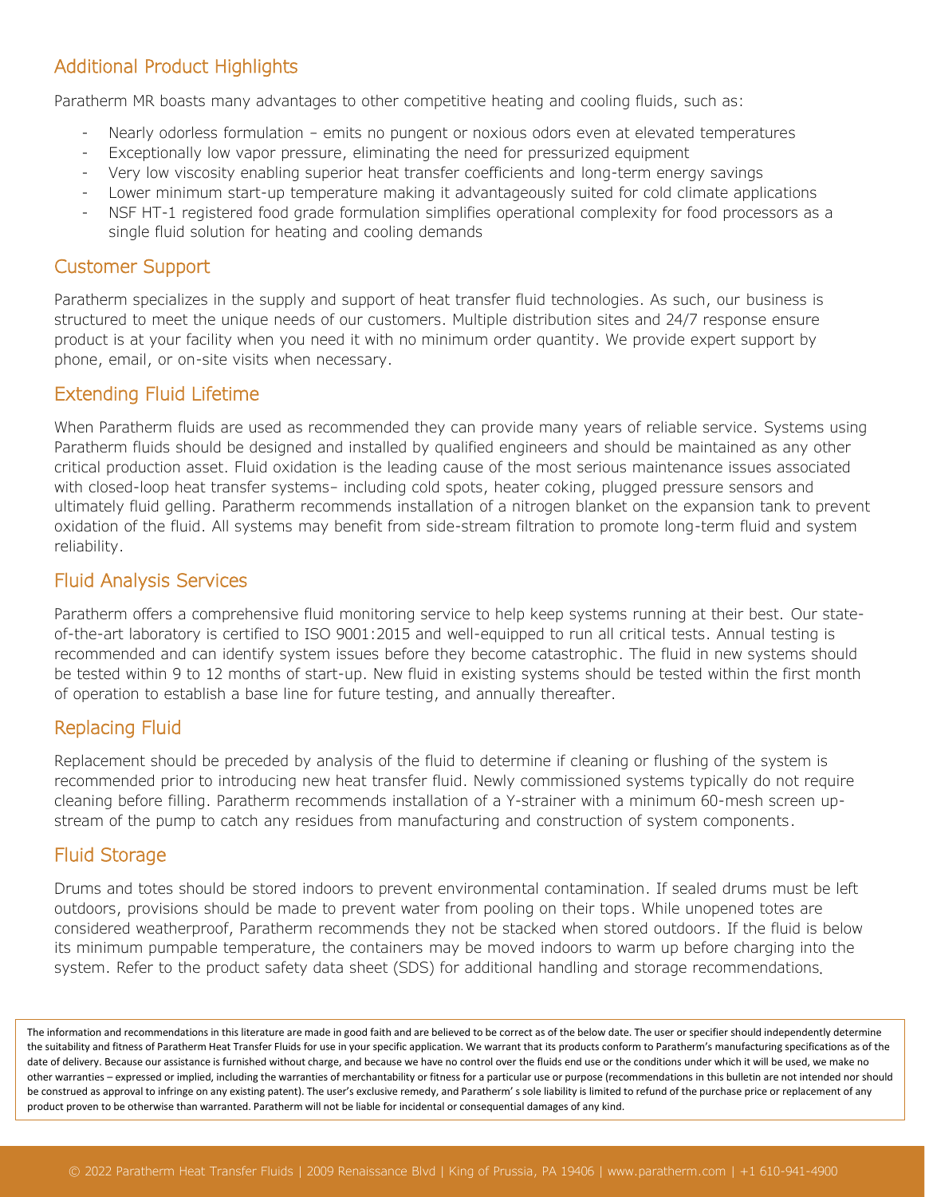## Additional Product Highlights

Paratherm MR boasts many advantages to other competitive heating and cooling fluids, such as:

- Nearly odorless formulation – emits no pungent or noxious odors even at elevated temperatures
- Exceptionally low vapor pressure, eliminating the need for pressurized equipment
- Very low viscosity enabling superior heat transfer coefficients and long-term energy savings
- Lower minimum start-up temperature making it advantageously suited for cold climate applications
- NSF HT-1 registered food grade formulation simplifies operational complexity for food processors as a single fluid solution for heating and cooling demands

## Customer Support

Paratherm specializes in the supply and support of heat transfer fluid technologies. As such, our business is structured to meet the unique needs of our customers. Multiple distribution sites and 24/7 response ensure product is at your facility when you need it with no minimum order quantity. We provide expert support by phone, email, or on-site visits when necessary.

## Extending Fluid Lifetime

When Paratherm fluids are used as recommended they can provide many years of reliable service. Systems using Paratherm fluids should be designed and installed by qualified engineers and should be maintained as any other critical production asset. Fluid oxidation is the leading cause of the most serious maintenance issues associated with closed-loop heat transfer systems– including cold spots, heater coking, plugged pressure sensors and ultimately fluid gelling. Paratherm recommends installation of a nitrogen blanket on the expansion tank to prevent oxidation of the fluid. All systems may benefit from side-stream filtration to promote long-term fluid and system reliability.

## Fluid Analysis Services

Paratherm offers a comprehensive fluid monitoring service to help keep systems running at their best. Our state-of-the-art laboratory is certified to ISO 9001:2015 and well-equipped to run all critical tests. Annual testing is recommended and can identify system issues before they become catastrophic. The fluid in new systems should be tested within 9 to 12 months of start-up. New fluid in existing systems should be tested within the first month of operation to establish a base line for future testing, and annually thereafter.

## Replacing Fluid

Replacement should be preceded by analysis of the fluid to determine if cleaning or flushing of the system is recommended prior to introducing new heat transfer fluid. Newly commissioned systems typically do not require cleaning before filling. Paratherm recommends installation of a Y-strainer with a minimum 60-mesh screen up-stream of the pump to catch any residues from manufacturing and construction of system components.

## Fluid Storage

Drums and totes should be stored indoors to prevent environmental contamination. If sealed drums must be left outdoors, provisions should be made to prevent water from pooling on their tops. While unopened totes are considered weatherproof, Paratherm recommends they not be stacked when stored outdoors. If the fluid is below its minimum pumpable temperature, the containers may be moved indoors to warm up before charging into the system. Refer to the product safety data sheet (SDS) for additional handling and storage recommendations.

The information and recommendations in this literature are made in good faith and are believed to be correct as of the below date. The user or specifier should independently determine the suitability and fitness of Paratherm Heat Transfer Fluids for use in your specific application. We warrant that its products conform to Paratherm's manufacturing specifications as of the date of delivery. Because our assistance is furnished without charge, and because we have no control over the fluids end use or the conditions under which it will be used, we make no other warranties – expressed or implied, including the warranties of merchantability or fitness for a particular use or purpose (recommendations in this bulletin are not intended nor should be construed as approval to infringe on any existing patent). The user's exclusive remedy, and Paratherm' s sole liability is limited to refund of the purchase price or replacement of any product proven to be otherwise than warranted. Paratherm will not be liable for incidental or consequential damages of any kind.

© 2022 Paratherm Heat Transfer Fluids | 2009 Renaissance Blvd | King of Prussia, PA 19406 | www.paratherm.com | +1 610-941-4900